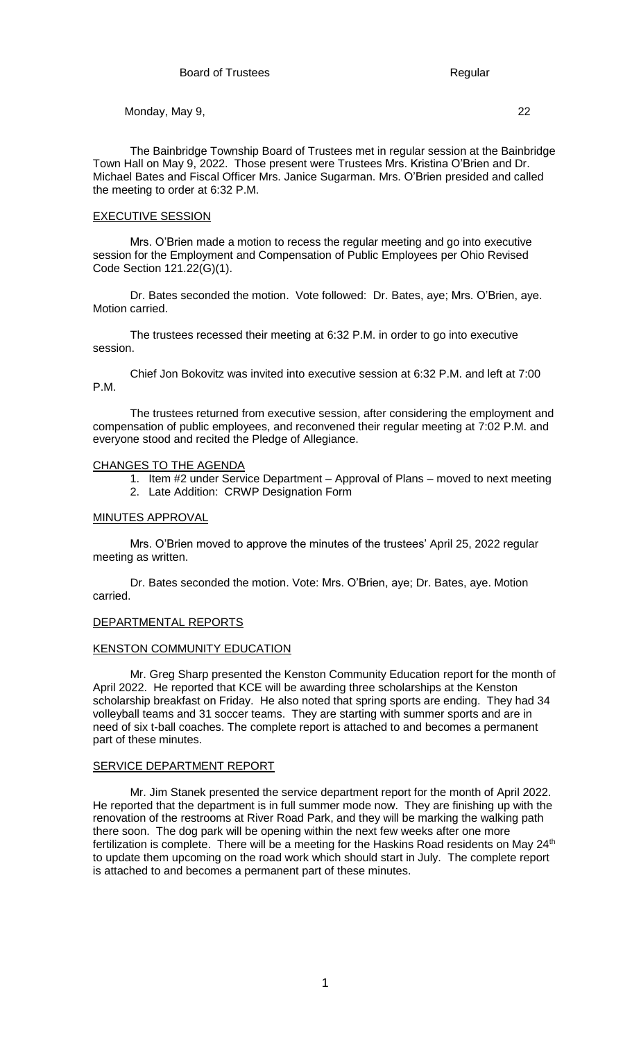Board of Trustees Regular

Monday, May 9, 22

The Bainbridge Township Board of Trustees met in regular session at the Bainbridge Town Hall on May 9, 2022. Those present were Trustees Mrs. Kristina O'Brien and Dr. Michael Bates and Fiscal Officer Mrs. Janice Sugarman. Mrs. O'Brien presided and called the meeting to order at 6:32 P.M.

## EXECUTIVE SESSION

Mrs. O'Brien made a motion to recess the regular meeting and go into executive session for the Employment and Compensation of Public Employees per Ohio Revised Code Section 121.22(G)(1).

Dr. Bates seconded the motion. Vote followed: Dr. Bates, aye; Mrs. O'Brien, aye. Motion carried.

The trustees recessed their meeting at 6:32 P.M. in order to go into executive session.

Chief Jon Bokovitz was invited into executive session at 6:32 P.M. and left at 7:00 P.M.

The trustees returned from executive session, after considering the employment and compensation of public employees, and reconvened their regular meeting at 7:02 P.M. and everyone stood and recited the Pledge of Allegiance.

## CHANGES TO THE AGENDA

1. Item #2 under Service Department – Approval of Plans – moved to next meeting
2. Late Addition: CRWP Designation Form

## MINUTES APPROVAL

Mrs. O'Brien moved to approve the minutes of the trustees' April 25, 2022 regular meeting as written.

Dr. Bates seconded the motion. Vote: Mrs. O'Brien, aye; Dr. Bates, aye. Motion carried.

## DEPARTMENTAL REPORTS

## KENSTON COMMUNITY EDUCATION

Mr. Greg Sharp presented the Kenston Community Education report for the month of April 2022. He reported that KCE will be awarding three scholarships at the Kenston scholarship breakfast on Friday. He also noted that spring sports are ending. They had 34 volleyball teams and 31 soccer teams. They are starting with summer sports and are in need of six t-ball coaches. The complete report is attached to and becomes a permanent part of these minutes.

## SERVICE DEPARTMENT REPORT

Mr. Jim Stanek presented the service department report for the month of April 2022. He reported that the department is in full summer mode now. They are finishing up with the renovation of the restrooms at River Road Park, and they will be marking the walking path there soon. The dog park will be opening within the next few weeks after one more fertilization is complete. There will be a meeting for the Haskins Road residents on May 24th to update them upcoming on the road work which should start in July. The complete report is attached to and becomes a permanent part of these minutes.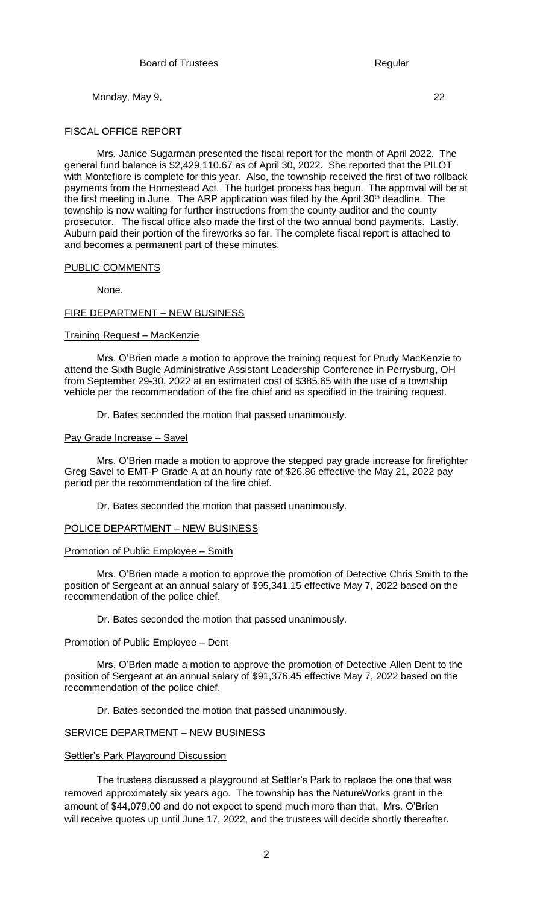## FISCAL OFFICE REPORT

Mrs. Janice Sugarman presented the fiscal report for the month of April 2022. The general fund balance is $2,429,110.67 as of April 30, 2022. She reported that the PILOT with Montefiore is complete for this year. Also, the township received the first of two rollback payments from the Homestead Act. The budget process has begun. The approval will be at the first meeting in June. The ARP application was filed by the April 30th deadline. The township is now waiting for further instructions from the county auditor and the county prosecutor. The fiscal office also made the first of the two annual bond payments. Lastly, Auburn paid their portion of the fireworks so far. The complete fiscal report is attached to and becomes a permanent part of these minutes.

## PUBLIC COMMENTS

None.

## FIRE DEPARTMENT – NEW BUSINESS

### Training Request – MacKenzie

Mrs. O'Brien made a motion to approve the training request for Prudy MacKenzie to attend the Sixth Bugle Administrative Assistant Leadership Conference in Perrysburg, OH from September 29-30, 2022 at an estimated cost of $385.65 with the use of a township vehicle per the recommendation of the fire chief and as specified in the training request.

Dr. Bates seconded the motion that passed unanimously.

### Pay Grade Increase – Savel

Mrs. O'Brien made a motion to approve the stepped pay grade increase for firefighter Greg Savel to EMT-P Grade A at an hourly rate of $26.86 effective the May 21, 2022 pay period per the recommendation of the fire chief.

Dr. Bates seconded the motion that passed unanimously.

## POLICE DEPARTMENT – NEW BUSINESS

### Promotion of Public Employee – Smith

Mrs. O'Brien made a motion to approve the promotion of Detective Chris Smith to the position of Sergeant at an annual salary of $95,341.15 effective May 7, 2022 based on the recommendation of the police chief.

Dr. Bates seconded the motion that passed unanimously.

### Promotion of Public Employee – Dent

Mrs. O'Brien made a motion to approve the promotion of Detective Allen Dent to the position of Sergeant at an annual salary of $91,376.45 effective May 7, 2022 based on the recommendation of the police chief.

Dr. Bates seconded the motion that passed unanimously.

## SERVICE DEPARTMENT – NEW BUSINESS

### Settler's Park Playground Discussion

The trustees discussed a playground at Settler's Park to replace the one that was removed approximately six years ago. The township has the NatureWorks grant in the amount of $44,079.00 and do not expect to spend much more than that. Mrs. O'Brien will receive quotes up until June 17, 2022, and the trustees will decide shortly thereafter.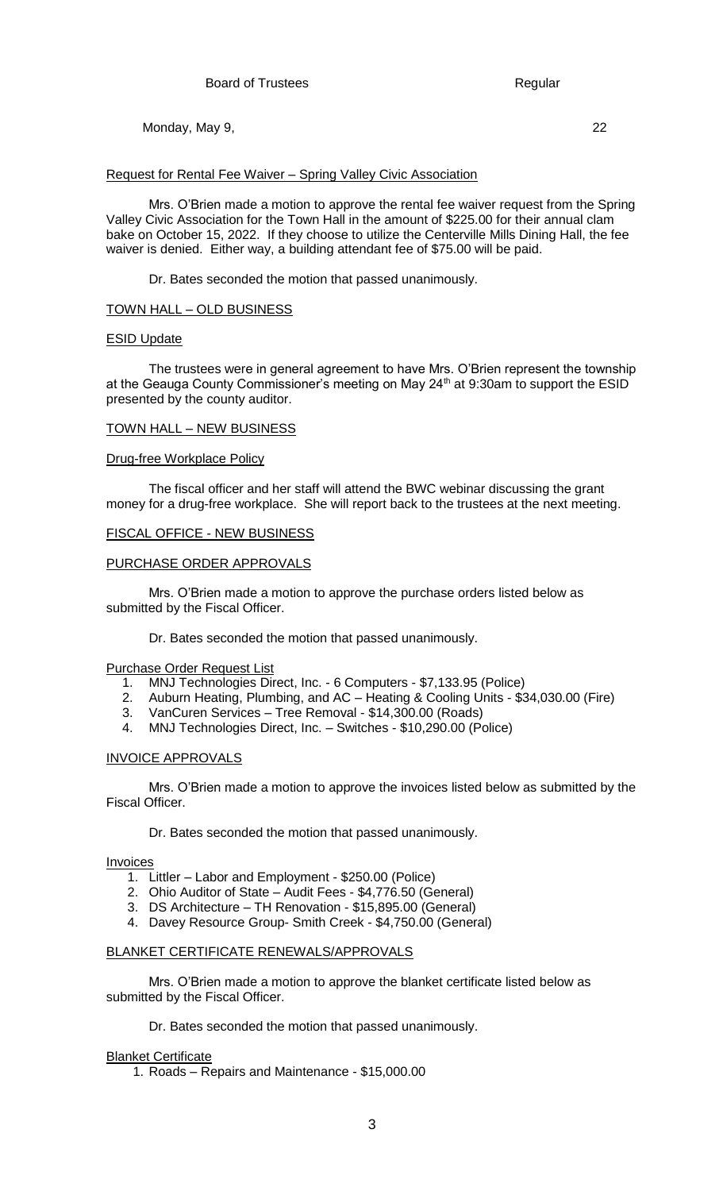Request for Rental Fee Waiver – Spring Valley Civic Association

Mrs. O'Brien made a motion to approve the rental fee waiver request from the Spring Valley Civic Association for the Town Hall in the amount of $225.00 for their annual clam bake on October 15, 2022. If they choose to utilize the Centerville Mills Dining Hall, the fee waiver is denied. Either way, a building attendant fee of $75.00 will be paid.

Dr. Bates seconded the motion that passed unanimously.

## TOWN HALL – OLD BUSINESS

ESID Update

The trustees were in general agreement to have Mrs. O'Brien represent the township at the Geauga County Commissioner's meeting on May 24th at 9:30am to support the ESID presented by the county auditor.

## TOWN HALL – NEW BUSINESS

Drug-free Workplace Policy

The fiscal officer and her staff will attend the BWC webinar discussing the grant money for a drug-free workplace. She will report back to the trustees at the next meeting.

## FISCAL OFFICE - NEW BUSINESS

### PURCHASE ORDER APPROVALS

Mrs. O'Brien made a motion to approve the purchase orders listed below as submitted by the Fiscal Officer.

Dr. Bates seconded the motion that passed unanimously.

Purchase Order Request List

1. MNJ Technologies Direct, Inc. - 6 Computers - $7,133.95 (Police)
2. Auburn Heating, Plumbing, and AC – Heating & Cooling Units - $34,030.00 (Fire)
3. VanCuren Services – Tree Removal - $14,300.00 (Roads)
4. MNJ Technologies Direct, Inc. – Switches - $10,290.00 (Police)

### INVOICE APPROVALS

Mrs. O'Brien made a motion to approve the invoices listed below as submitted by the Fiscal Officer.

Dr. Bates seconded the motion that passed unanimously.

Invoices

1. Littler – Labor and Employment - $250.00 (Police)
2. Ohio Auditor of State – Audit Fees - $4,776.50 (General)
3. DS Architecture – TH Renovation - $15,895.00 (General)
4. Davey Resource Group- Smith Creek - $4,750.00 (General)

### BLANKET CERTIFICATE RENEWALS/APPROVALS

Mrs. O'Brien made a motion to approve the blanket certificate listed below as submitted by the Fiscal Officer.

Dr. Bates seconded the motion that passed unanimously.

Blanket Certificate

1. Roads – Repairs and Maintenance - $15,000.00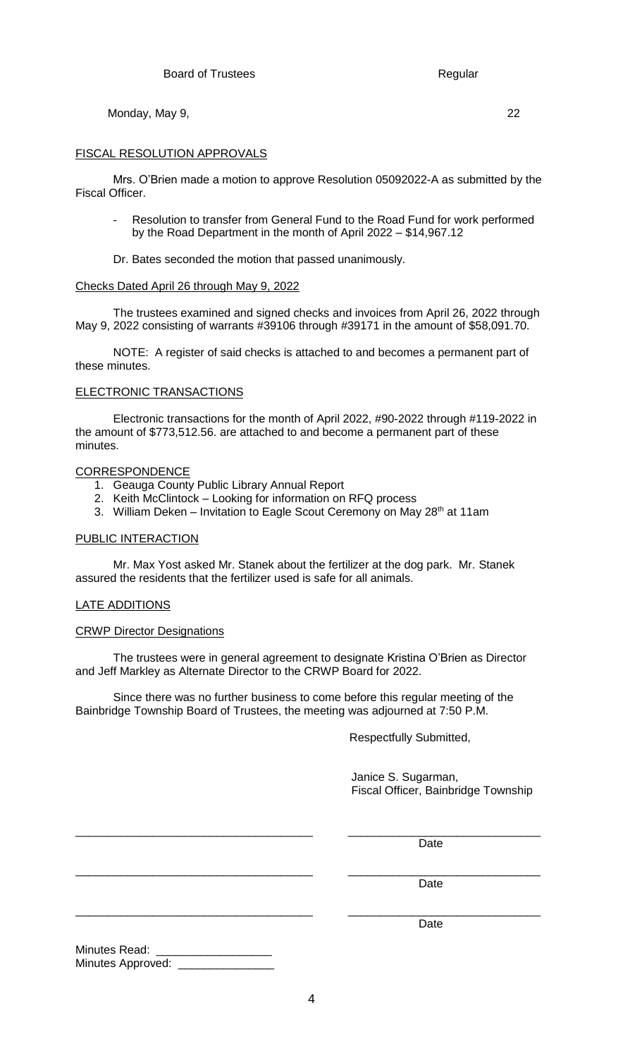## FISCAL RESOLUTION APPROVALS

Mrs. O'Brien made a motion to approve Resolution 05092022-A as submitted by the Fiscal Officer.

- Resolution to transfer from General Fund to the Road Fund for work performed by the Road Department in the month of April 2022 – $14,967.12

Dr. Bates seconded the motion that passed unanimously.

## Checks Dated April 26 through May 9, 2022

The trustees examined and signed checks and invoices from April 26, 2022 through May 9, 2022 consisting of warrants #39106 through #39171 in the amount of $58,091.70.

NOTE: A register of said checks is attached to and becomes a permanent part of these minutes.

## ELECTRONIC TRANSACTIONS

Electronic transactions for the month of April 2022, #90-2022 through #119-2022 in the amount of $773,512.56. are attached to and become a permanent part of these minutes.

## CORRESPONDENCE

1. Geauga County Public Library Annual Report
2. Keith McClintock – Looking for information on RFQ process
3. William Deken – Invitation to Eagle Scout Ceremony on May 28th at 11am

## PUBLIC INTERACTION

Mr. Max Yost asked Mr. Stanek about the fertilizer at the dog park. Mr. Stanek assured the residents that the fertilizer used is safe for all animals.

## LATE ADDITIONS

### CRWP Director Designations

The trustees were in general agreement to designate Kristina O'Brien as Director and Jeff Markley as Alternate Director to the CRWP Board for 2022.

Since there was no further business to come before this regular meeting of the Bainbridge Township Board of Trustees, the meeting was adjourned at 7:50 P.M.

Respectfully Submitted,

Janice S. Sugarman,
Fiscal Officer, Bainbridge Township

\_\_\_\_\_\_\_\_\_\_\_\_\_\_\_\_\_\_\_\_\_\_\_\_\_\_\_\_\_\_ Date

\_\_\_\_\_\_\_\_\_\_\_\_\_\_\_\_\_\_\_\_\_\_\_\_\_\_\_\_\_\_ Date

\_\_\_\_\_\_\_\_\_\_\_\_\_\_\_\_\_\_\_\_\_\_\_\_\_\_\_\_\_\_ Date

Minutes Read: \_\_\_\_\_\_\_\_\_\_\_\_\_\_\_\_\_\_
Minutes Approved: \_\_\_\_\_\_\_\_\_\_\_\_\_\_\_